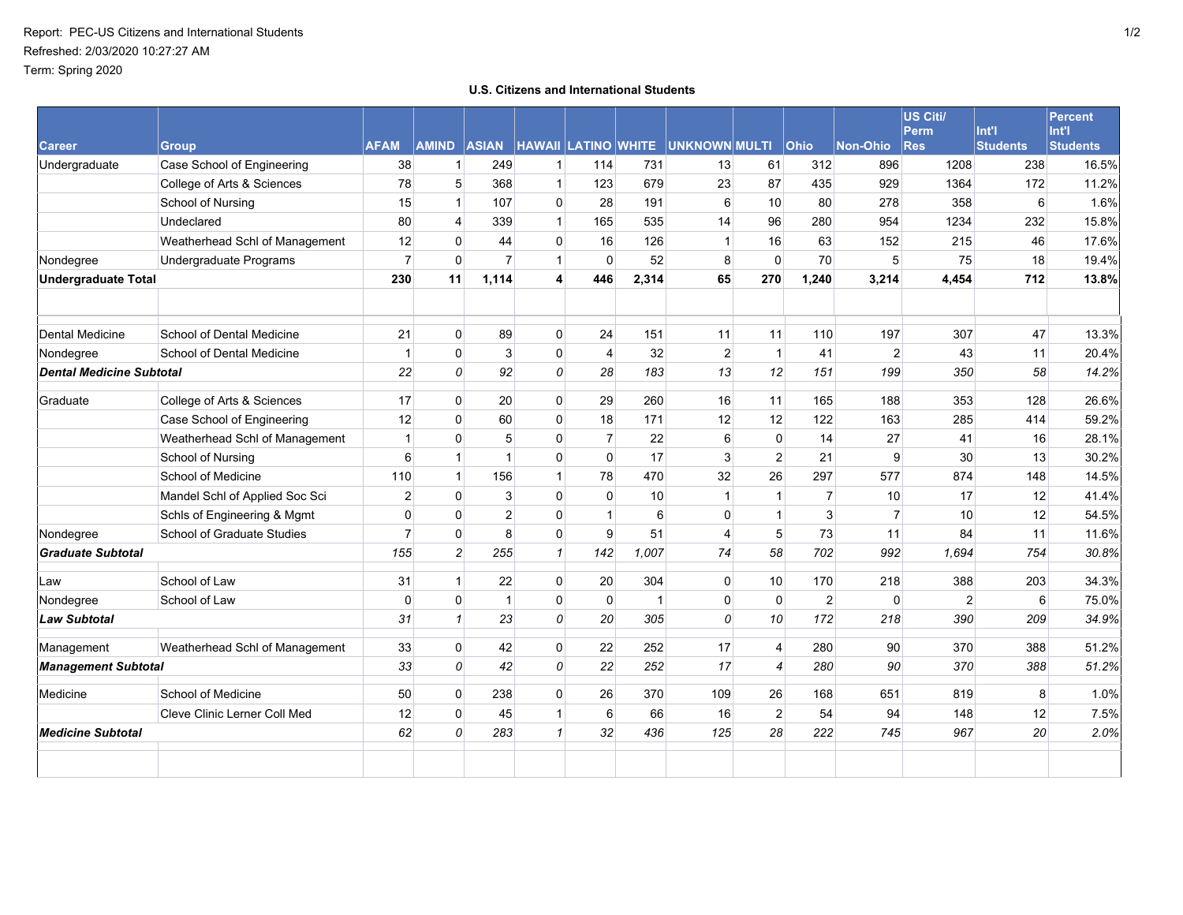Report: PEC-US Citizens and International Students

Refreshed: 2/03/2020 10:27:27 AM

Term: Spring 2020

**U.S. Citizens and International Students**

| Career | Group | AFAM | AMIND | ASIAN | HAWAII | LATINO | WHITE | UNKNOWN | MULTI | Ohio | Non-Ohio | US Citi/ Perm Res | Int'l Students | Percent Int'l Students |
|---|---|---|---|---|---|---|---|---|---|---|---|---|---|---|
| Undergraduate | Case School of Engineering | 38 | 1 | 249 | 1 | 114 | 731 | 13 | 61 | 312 | 896 | 1208 | 238 | 16.5% |
| | College of Arts & Sciences | 78 | 5 | 368 | 1 | 123 | 679 | 23 | 87 | 435 | 929 | 1364 | 172 | 11.2% |
| | School of Nursing | 15 | 1 | 107 | 0 | 28 | 191 | 6 | 10 | 80 | 278 | 358 | 6 | 1.6% |
| | Undeclared | 80 | 4 | 339 | 1 | 165 | 535 | 14 | 96 | 280 | 954 | 1234 | 232 | 15.8% |
| | Weatherhead Schl of Management | 12 | 0 | 44 | 0 | 16 | 126 | 1 | 16 | 63 | 152 | 215 | 46 | 17.6% |
| Nondegree | Undergraduate Programs | 7 | 0 | 7 | 1 | 0 | 52 | 8 | 0 | 70 | 5 | 75 | 18 | 19.4% |
| **Undergraduate Total** | | **230** | **11** | **1,114** | **4** | **446** | **2,314** | **65** | **270** | **1,240** | **3,214** | **4,454** | **712** | **13.8%** |
| | | | | | | | | | | | | | | |
| Dental Medicine | School of Dental Medicine | 21 | 0 | 89 | 0 | 24 | 151 | 11 | 11 | 110 | 197 | 307 | 47 | 13.3% |
| Nondegree | School of Dental Medicine | 1 | 0 | 3 | 0 | 4 | 32 | 2 | 1 | 41 | 2 | 43 | 11 | 20.4% |
| ***Dental Medicine Subtotal*** | | *22* | *0* | *92* | *0* | *28* | *183* | *13* | *12* | *151* | *199* | *350* | *58* | *14.2%* |
| Graduate | College of Arts & Sciences | 17 | 0 | 20 | 0 | 29 | 260 | 16 | 11 | 165 | 188 | 353 | 128 | 26.6% |
| | Case School of Engineering | 12 | 0 | 60 | 0 | 18 | 171 | 12 | 12 | 122 | 163 | 285 | 414 | 59.2% |
| | Weatherhead Schl of Management | 1 | 0 | 5 | 0 | 7 | 22 | 6 | 0 | 14 | 27 | 41 | 16 | 28.1% |
| | School of Nursing | 6 | 1 | 1 | 0 | 0 | 17 | 3 | 2 | 21 | 9 | 30 | 13 | 30.2% |
| | School of Medicine | 110 | 1 | 156 | 1 | 78 | 470 | 32 | 26 | 297 | 577 | 874 | 148 | 14.5% |
| | Mandel Schl of Applied Soc Sci | 2 | 0 | 3 | 0 | 0 | 10 | 1 | 1 | 7 | 10 | 17 | 12 | 41.4% |
| | Schls of Engineering & Mgmt | 0 | 0 | 2 | 0 | 1 | 6 | 0 | 1 | 3 | 7 | 10 | 12 | 54.5% |
| Nondegree | School of Graduate Studies | 7 | 0 | 8 | 0 | 9 | 51 | 4 | 5 | 73 | 11 | 84 | 11 | 11.6% |
| ***Graduate Subtotal*** | | *155* | *2* | *255* | *1* | *142* | *1,007* | *74* | *58* | *702* | *992* | *1,694* | *754* | *30.8%* |
| Law | School of Law | 31 | 1 | 22 | 0 | 20 | 304 | 0 | 10 | 170 | 218 | 388 | 203 | 34.3% |
| Nondegree | School of Law | 0 | 0 | 1 | 0 | 0 | 1 | 0 | 0 | 2 | 0 | 2 | 6 | 75.0% |
| ***Law Subtotal*** | | *31* | *1* | *23* | *0* | *20* | *305* | *0* | *10* | *172* | *218* | *390* | *209* | *34.9%* |
| Management | Weatherhead Schl of Management | 33 | 0 | 42 | 0 | 22 | 252 | 17 | 4 | 280 | 90 | 370 | 388 | 51.2% |
| ***Management Subtotal*** | | *33* | *0* | *42* | *0* | *22* | *252* | *17* | *4* | *280* | *90* | *370* | *388* | *51.2%* |
| Medicine | School of Medicine | 50 | 0 | 238 | 0 | 26 | 370 | 109 | 26 | 168 | 651 | 819 | 8 | 1.0% |
| | Cleve Clinic Lerner Coll Med | 12 | 0 | 45 | 1 | 6 | 66 | 16 | 2 | 54 | 94 | 148 | 12 | 7.5% |
| ***Medicine Subtotal*** | | *62* | *0* | *283* | *1* | *32* | *436* | *125* | *28* | *222* | *745* | *967* | *20* | *2.0%* |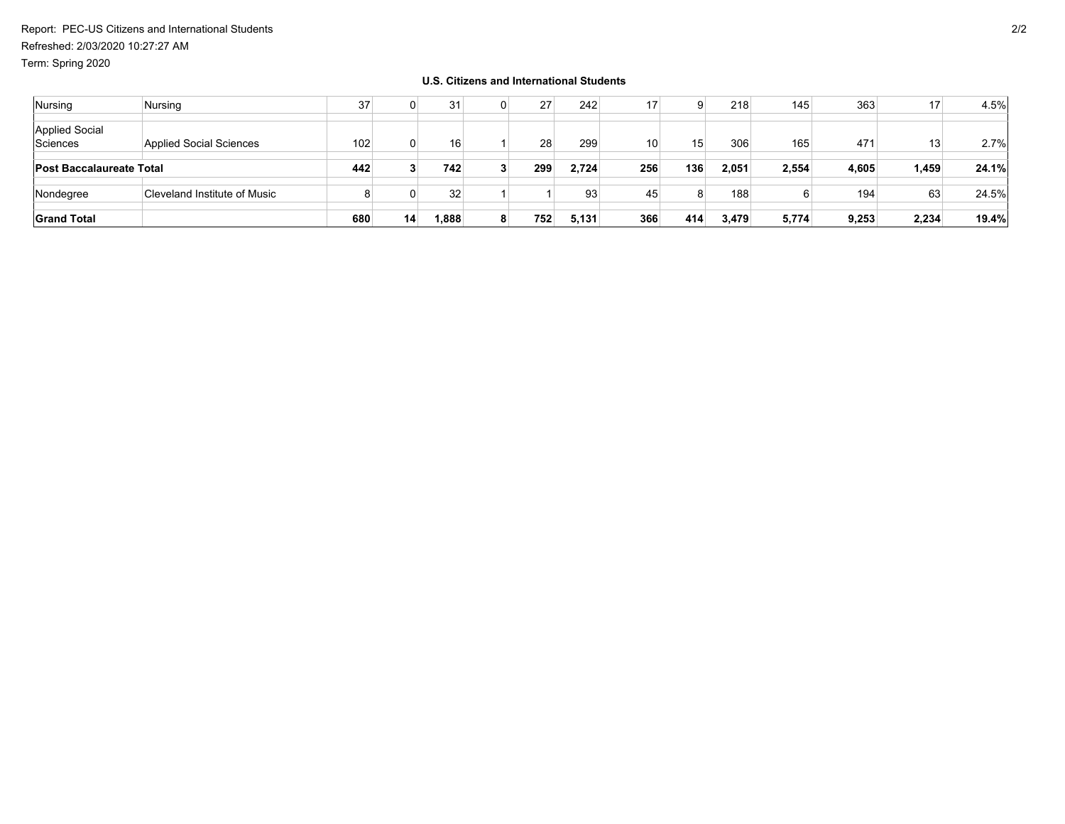Report: PEC-US Citizens and International Students

Refreshed: 2/03/2020 10:27:27 AM

Term: Spring 2020

**U.S. Citizens and International Students**

| | | | | | | | | | | | | | | |
|---|---|---|---|---|---|---|---|---|---|---|---|---|---|---|
| Nursing | Nursing | 37 | 0 | 31 | 0 | 27 | 242 | 17 | 9 | 218 | 145 | 363 | 17 | 4.5% |
| Applied Social Sciences | Applied Social Sciences | 102 | 0 | 16 | 1 | 28 | 299 | 10 | 15 | 306 | 165 | 471 | 13 | 2.7% |
| **Post Baccalaureate Total** | | **442** | **3** | **742** | **3** | **299** | **2,724** | **256** | **136** | **2,051** | **2,554** | **4,605** | **1,459** | **24.1%** |
| Nondegree | Cleveland Institute of Music | 8 | 0 | 32 | 1 | 1 | 93 | 45 | 8 | 188 | 6 | 194 | 63 | 24.5% |
| **Grand Total** | | **680** | **14** | **1,888** | **8** | **752** | **5,131** | **366** | **414** | **3,479** | **5,774** | **9,253** | **2,234** | **19.4%** |